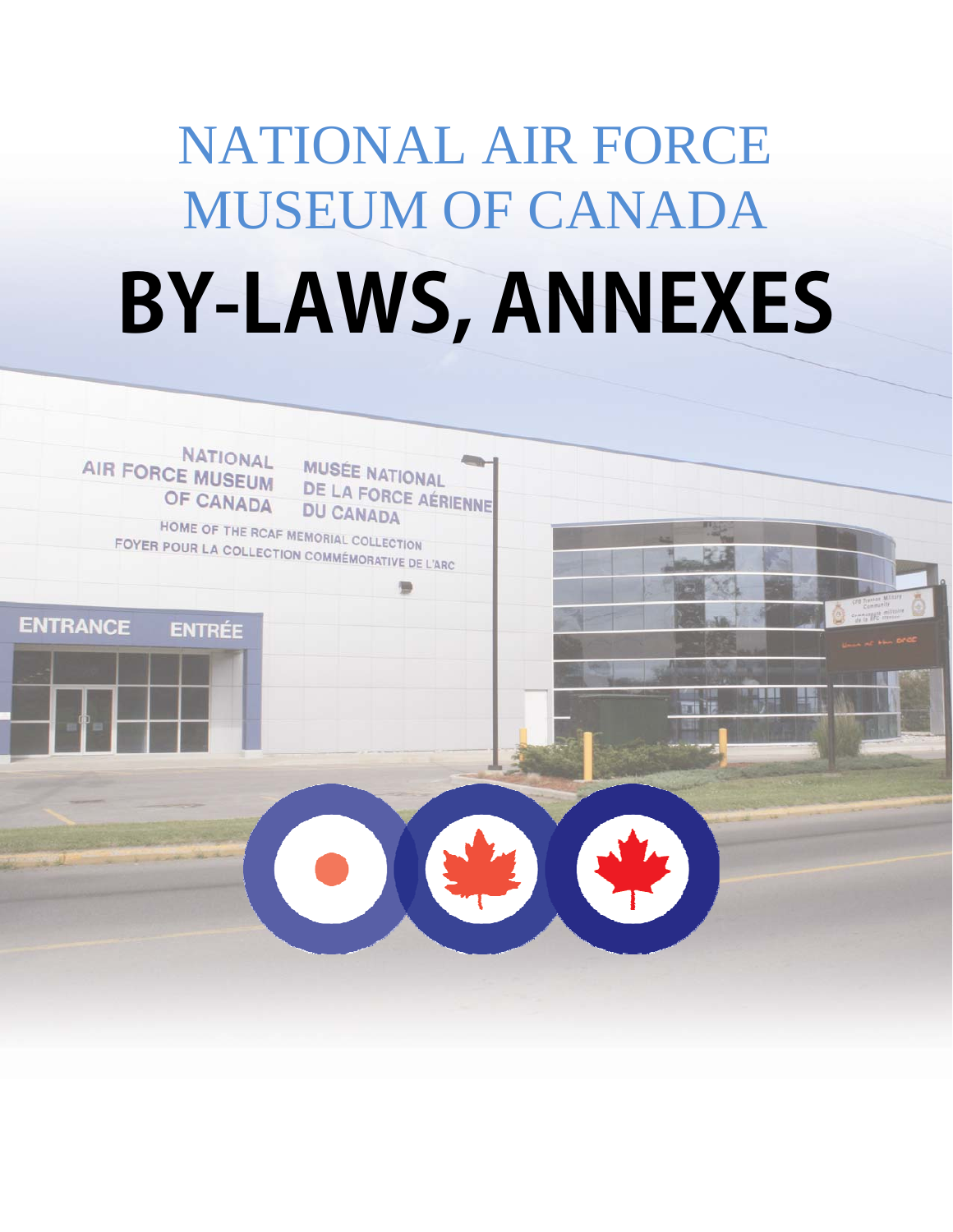# NATIONAL AIR FORCE MUSEUM OF CANADA

# BY-LAWS, ANNEXES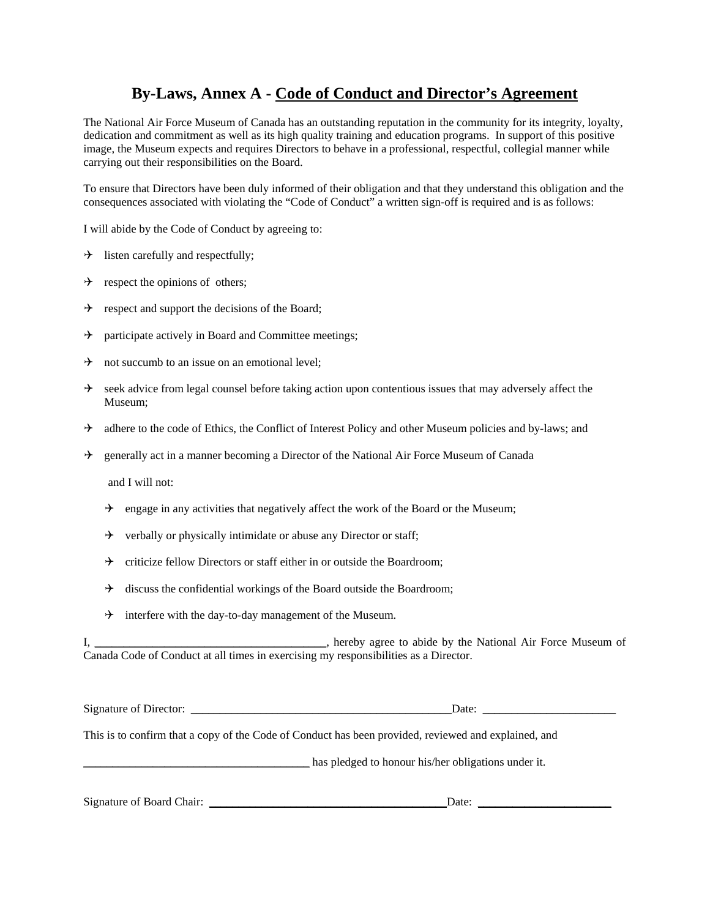# By-Laws, Annex A - Code of Conduct and Director's Agreement

The National Air Force Museum of Canada has an outstanding reputation in the community for its integrity, loyalty, dedication and commitment as well as its high quality training and education programs. In support of this positive image, the Museum expects and requires Directors to behave in a professional, respectful, collegial manner while carrying out their responsibilities on the Board.

To ensure that Directors have been duly informed of their obligation and that they understand this obligation and the consequences associated with violating the "Code of Conduct" a written sign-off is required and is as follows:

I will abide by the Code of Conduct by agreeing to:

- listen carefully and respectfully;
- respect the opinions of others;
- respect and support the decisions of the Board;
- participate actively in Board and Committee meetings;
- not succumb to an issue on an emotional level;
- seek advice from legal counsel before taking action upon contentious issues that may adversely affect the Museum;
- adhere to the code of Ethics, the Conflict of Interest Policy and other Museum policies and by-laws; and
- generally act in a manner becoming a Director of the National Air Force Museum of Canada

and I will not:

- engage in any activities that negatively affect the work of the Board or the Museum;
- verbally or physically intimidate or abuse any Director or staff;
- criticize fellow Directors or staff either in or outside the Boardroom;
- discuss the confidential workings of the Board outside the Boardroom;
- interfere with the day-to-day management of the Museum.

I, ________________________________________, hereby agree to abide by the National Air Force Museum of Canada Code of Conduct at all times in exercising my responsibilities as a Director.

Signature of Director: ______________________________________________Date: _______________________

This is to confirm that a copy of the Code of Conduct has been provided, reviewed and explained, and

_______________________________________ has pledged to honour his/her obligations under it.

Signature of Board Chair: _________________________________________Date: _______________________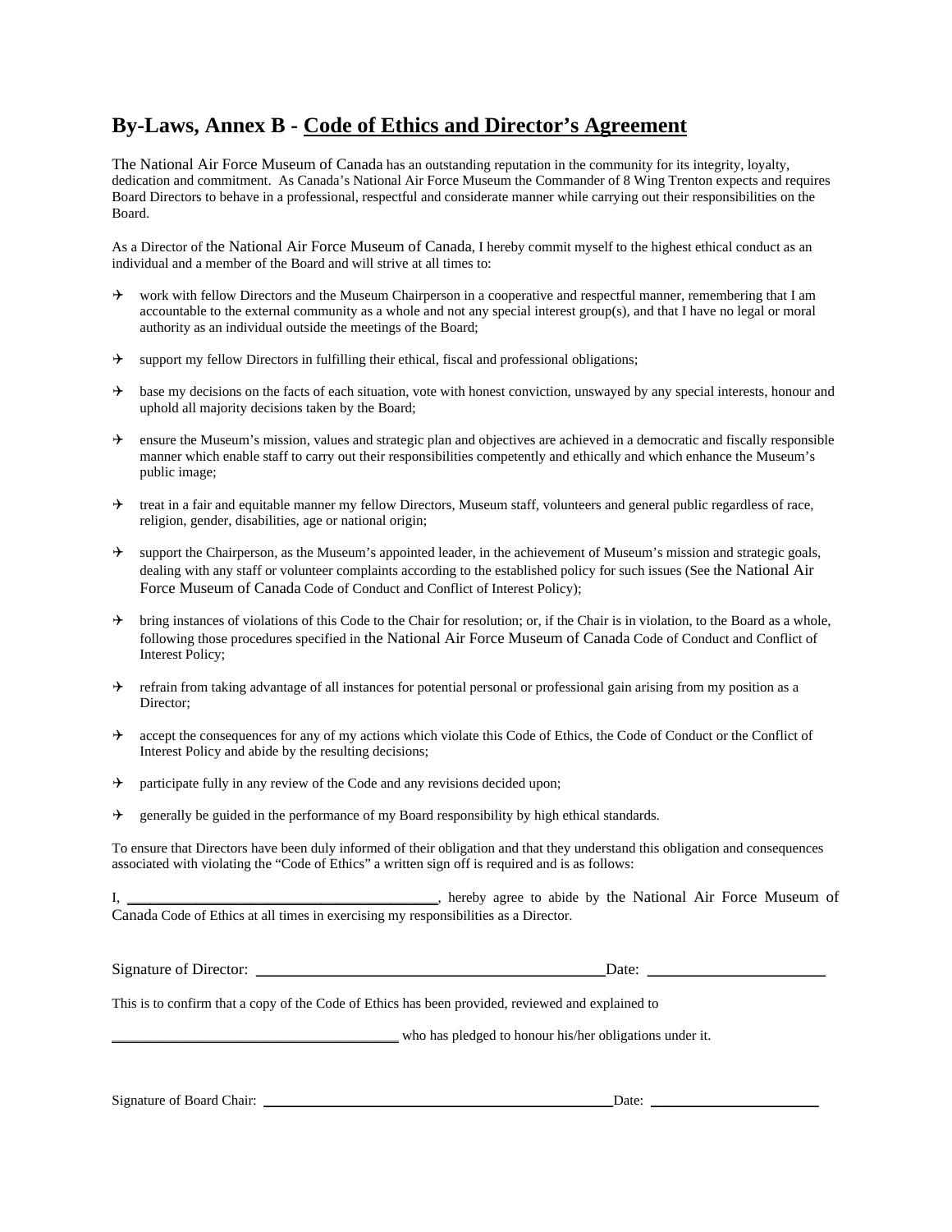## By-Laws, Annex B - Code of Ethics and Director's Agreement

The National Air Force Museum of Canada has an outstanding reputation in the community for its integrity, loyalty, dedication and commitment. As Canada's National Air Force Museum the Commander of 8 Wing Trenton expects and requires Board Directors to behave in a professional, respectful and considerate manner while carrying out their responsibilities on the Board.

As a Director of the National Air Force Museum of Canada, I hereby commit myself to the highest ethical conduct as an individual and a member of the Board and will strive at all times to:

- work with fellow Directors and the Museum Chairperson in a cooperative and respectful manner, remembering that I am accountable to the external community as a whole and not any special interest group(s), and that I have no legal or moral authority as an individual outside the meetings of the Board;
- support my fellow Directors in fulfilling their ethical, fiscal and professional obligations;
- base my decisions on the facts of each situation, vote with honest conviction, unswayed by any special interests, honour and uphold all majority decisions taken by the Board;
- ensure the Museum's mission, values and strategic plan and objectives are achieved in a democratic and fiscally responsible manner which enable staff to carry out their responsibilities competently and ethically and which enhance the Museum's public image;
- treat in a fair and equitable manner my fellow Directors, Museum staff, volunteers and general public regardless of race, religion, gender, disabilities, age or national origin;
- support the Chairperson, as the Museum's appointed leader, in the achievement of Museum's mission and strategic goals, dealing with any staff or volunteer complaints according to the established policy for such issues (See the National Air Force Museum of Canada Code of Conduct and Conflict of Interest Policy);
- bring instances of violations of this Code to the Chair for resolution; or, if the Chair is in violation, to the Board as a whole, following those procedures specified in the National Air Force Museum of Canada Code of Conduct and Conflict of Interest Policy;
- refrain from taking advantage of all instances for potential personal or professional gain arising from my position as a Director;
- accept the consequences for any of my actions which violate this Code of Ethics, the Code of Conduct or the Conflict of Interest Policy and abide by the resulting decisions;
- participate fully in any review of the Code and any revisions decided upon;
- generally be guided in the performance of my Board responsibility by high ethical standards.

To ensure that Directors have been duly informed of their obligation and that they understand this obligation and consequences associated with violating the "Code of Ethics" a written sign off is required and is as follows:

I, ________________________________________, hereby agree to abide by the National Air Force Museum of Canada Code of Ethics at all times in exercising my responsibilities as a Director.

Signature of Director: ____________________________________________ Date: ______________________

This is to confirm that a copy of the Code of Ethics has been provided, reviewed and explained to

______________________________________ who has pledged to honour his/her obligations under it.

Signature of Board Chair: ____________________________________________ Date: ______________________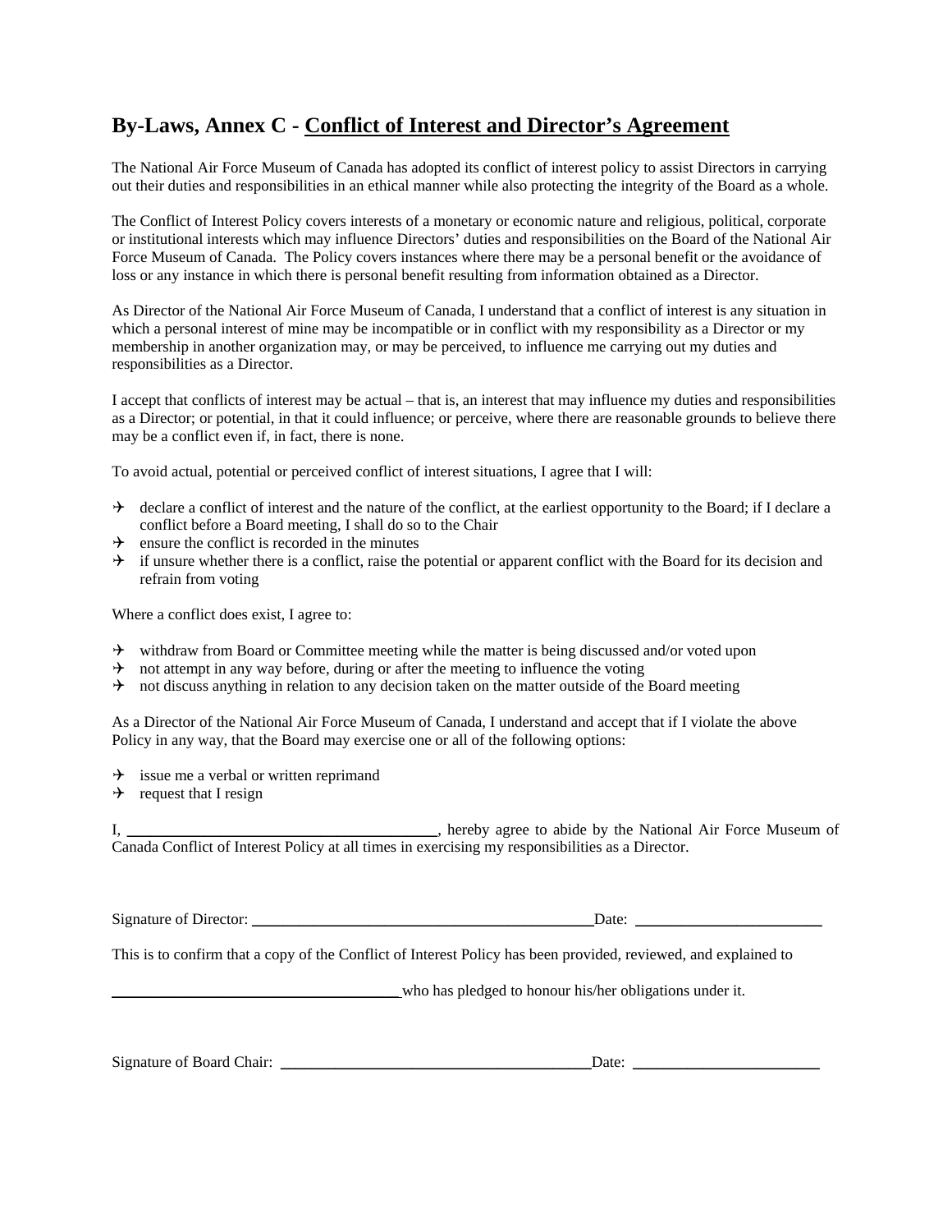## By-Laws, Annex C - Conflict of Interest and Director's Agreement

The National Air Force Museum of Canada has adopted its conflict of interest policy to assist Directors in carrying out their duties and responsibilities in an ethical manner while also protecting the integrity of the Board as a whole.

The Conflict of Interest Policy covers interests of a monetary or economic nature and religious, political, corporate or institutional interests which may influence Directors' duties and responsibilities on the Board of the National Air Force Museum of Canada. The Policy covers instances where there may be a personal benefit or the avoidance of loss or any instance in which there is personal benefit resulting from information obtained as a Director.

As Director of the National Air Force Museum of Canada, I understand that a conflict of interest is any situation in which a personal interest of mine may be incompatible or in conflict with my responsibility as a Director or my membership in another organization may, or may be perceived, to influence me carrying out my duties and responsibilities as a Director.

I accept that conflicts of interest may be actual – that is, an interest that may influence my duties and responsibilities as a Director; or potential, in that it could influence; or perceive, where there are reasonable grounds to believe there may be a conflict even if, in fact, there is none.

To avoid actual, potential or perceived conflict of interest situations, I agree that I will:

- declare a conflict of interest and the nature of the conflict, at the earliest opportunity to the Board; if I declare a conflict before a Board meeting, I shall do so to the Chair
- ensure the conflict is recorded in the minutes
- if unsure whether there is a conflict, raise the potential or apparent conflict with the Board for its decision and refrain from voting

Where a conflict does exist, I agree to:

- withdraw from Board or Committee meeting while the matter is being discussed and/or voted upon
- not attempt in any way before, during or after the meeting to influence the voting
- not discuss anything in relation to any decision taken on the matter outside of the Board meeting

As a Director of the National Air Force Museum of Canada, I understand and accept that if I violate the above Policy in any way, that the Board may exercise one or all of the following options:

- issue me a verbal or written reprimand
- request that I resign

I, ________________________________________, hereby agree to abide by the National Air Force Museum of Canada Conflict of Interest Policy at all times in exercising my responsibilities as a Director.

Signature of Director: ____________________________________________ Date: ________________________

This is to confirm that a copy of the Conflict of Interest Policy has been provided, reviewed, and explained to

____________________________________ who has pledged to honour his/her obligations under it.

Signature of Board Chair: ________________________________________ Date: ________________________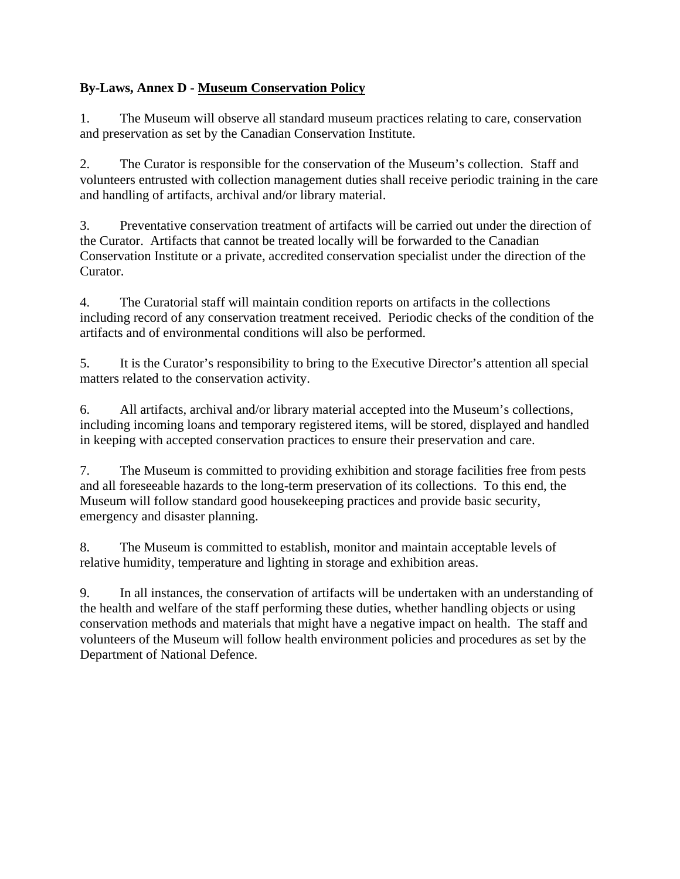**By-Laws, Annex D - <u>Museum Conservation Policy</u>**

1. The Museum will observe all standard museum practices relating to care, conservation and preservation as set by the Canadian Conservation Institute.

2. The Curator is responsible for the conservation of the Museum's collection. Staff and volunteers entrusted with collection management duties shall receive periodic training in the care and handling of artifacts, archival and/or library material.

3. Preventative conservation treatment of artifacts will be carried out under the direction of the Curator. Artifacts that cannot be treated locally will be forwarded to the Canadian Conservation Institute or a private, accredited conservation specialist under the direction of the Curator.

4. The Curatorial staff will maintain condition reports on artifacts in the collections including record of any conservation treatment received. Periodic checks of the condition of the artifacts and of environmental conditions will also be performed.

5. It is the Curator's responsibility to bring to the Executive Director's attention all special matters related to the conservation activity.

6. All artifacts, archival and/or library material accepted into the Museum's collections, including incoming loans and temporary registered items, will be stored, displayed and handled in keeping with accepted conservation practices to ensure their preservation and care.

7. The Museum is committed to providing exhibition and storage facilities free from pests and all foreseeable hazards to the long-term preservation of its collections. To this end, the Museum will follow standard good housekeeping practices and provide basic security, emergency and disaster planning.

8. The Museum is committed to establish, monitor and maintain acceptable levels of relative humidity, temperature and lighting in storage and exhibition areas.

9. In all instances, the conservation of artifacts will be undertaken with an understanding of the health and welfare of the staff performing these duties, whether handling objects or using conservation methods and materials that might have a negative impact on health. The staff and volunteers of the Museum will follow health environment policies and procedures as set by the Department of National Defence.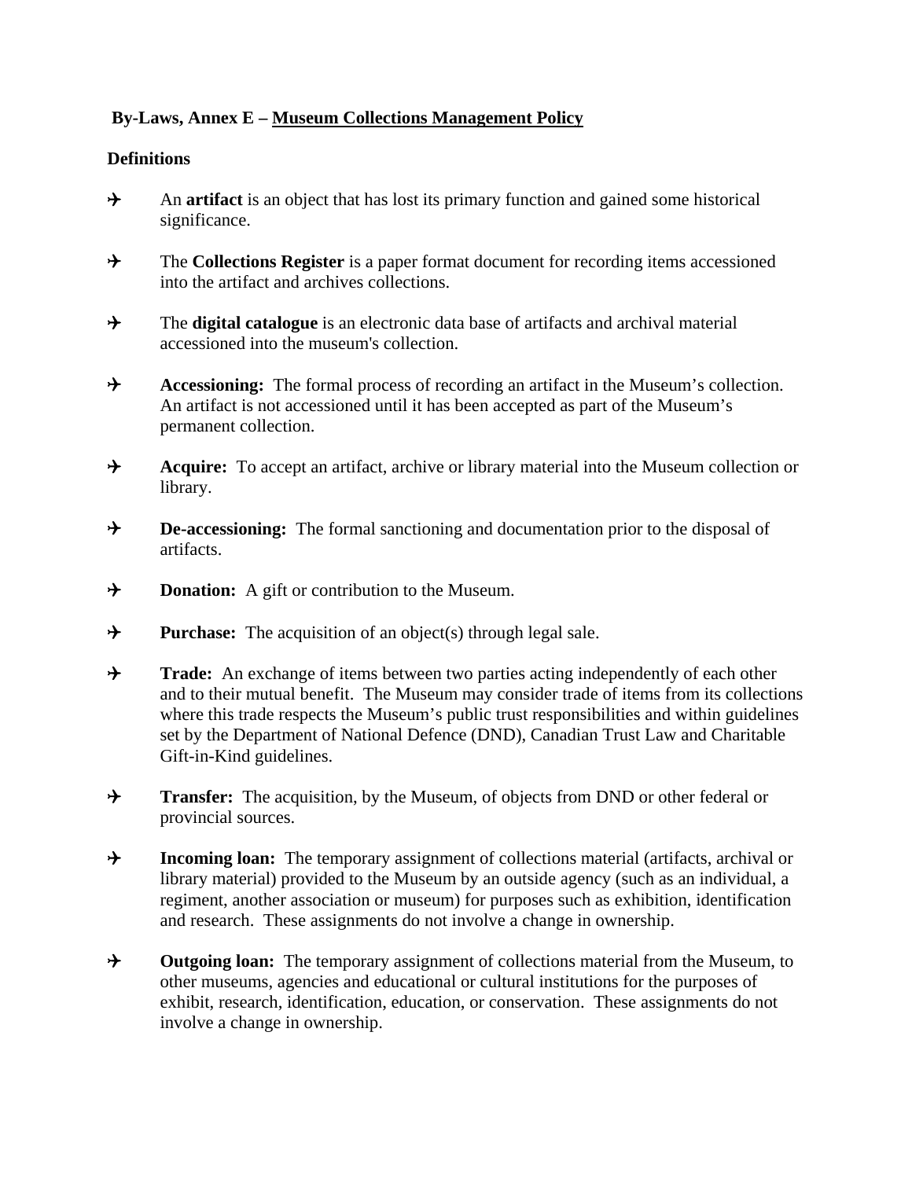**By-Laws, Annex E – Museum Collections Management Policy**

**Definitions**

- An **artifact** is an object that has lost its primary function and gained some historical significance.

- The **Collections Register** is a paper format document for recording items accessioned into the artifact and archives collections.

- The **digital catalogue** is an electronic data base of artifacts and archival material accessioned into the museum's collection.

- **Accessioning:** The formal process of recording an artifact in the Museum's collection. An artifact is not accessioned until it has been accepted as part of the Museum's permanent collection.

- **Acquire:** To accept an artifact, archive or library material into the Museum collection or library.

- **De-accessioning:** The formal sanctioning and documentation prior to the disposal of artifacts.

- **Donation:** A gift or contribution to the Museum.

- **Purchase:** The acquisition of an object(s) through legal sale.

- **Trade:** An exchange of items between two parties acting independently of each other and to their mutual benefit. The Museum may consider trade of items from its collections where this trade respects the Museum's public trust responsibilities and within guidelines set by the Department of National Defence (DND), Canadian Trust Law and Charitable Gift-in-Kind guidelines.

- **Transfer:** The acquisition, by the Museum, of objects from DND or other federal or provincial sources.

- **Incoming loan:** The temporary assignment of collections material (artifacts, archival or library material) provided to the Museum by an outside agency (such as an individual, a regiment, another association or museum) for purposes such as exhibition, identification and research. These assignments do not involve a change in ownership.

- **Outgoing loan:** The temporary assignment of collections material from the Museum, to other museums, agencies and educational or cultural institutions for the purposes of exhibit, research, identification, education, or conservation. These assignments do not involve a change in ownership.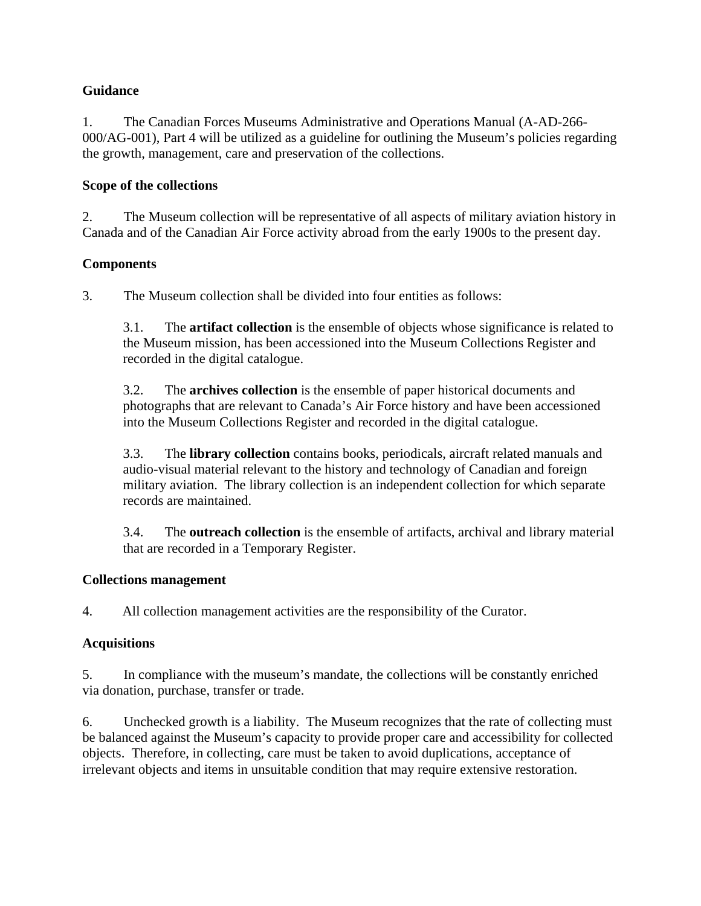**Guidance**

1. The Canadian Forces Museums Administrative and Operations Manual (A-AD-266-000/AG-001), Part 4 will be utilized as a guideline for outlining the Museum's policies regarding the growth, management, care and preservation of the collections.

**Scope of the collections**

2. The Museum collection will be representative of all aspects of military aviation history in Canada and of the Canadian Air Force activity abroad from the early 1900s to the present day.

**Components**

3. The Museum collection shall be divided into four entities as follows:

   3.1. The **artifact collection** is the ensemble of objects whose significance is related to the Museum mission, has been accessioned into the Museum Collections Register and recorded in the digital catalogue.

   3.2. The **archives collection** is the ensemble of paper historical documents and photographs that are relevant to Canada's Air Force history and have been accessioned into the Museum Collections Register and recorded in the digital catalogue.

   3.3. The **library collection** contains books, periodicals, aircraft related manuals and audio-visual material relevant to the history and technology of Canadian and foreign military aviation. The library collection is an independent collection for which separate records are maintained.

   3.4. The **outreach collection** is the ensemble of artifacts, archival and library material that are recorded in a Temporary Register.

**Collections management**

4. All collection management activities are the responsibility of the Curator.

**Acquisitions**

5. In compliance with the museum's mandate, the collections will be constantly enriched via donation, purchase, transfer or trade.

6. Unchecked growth is a liability. The Museum recognizes that the rate of collecting must be balanced against the Museum's capacity to provide proper care and accessibility for collected objects. Therefore, in collecting, care must be taken to avoid duplications, acceptance of irrelevant objects and items in unsuitable condition that may require extensive restoration.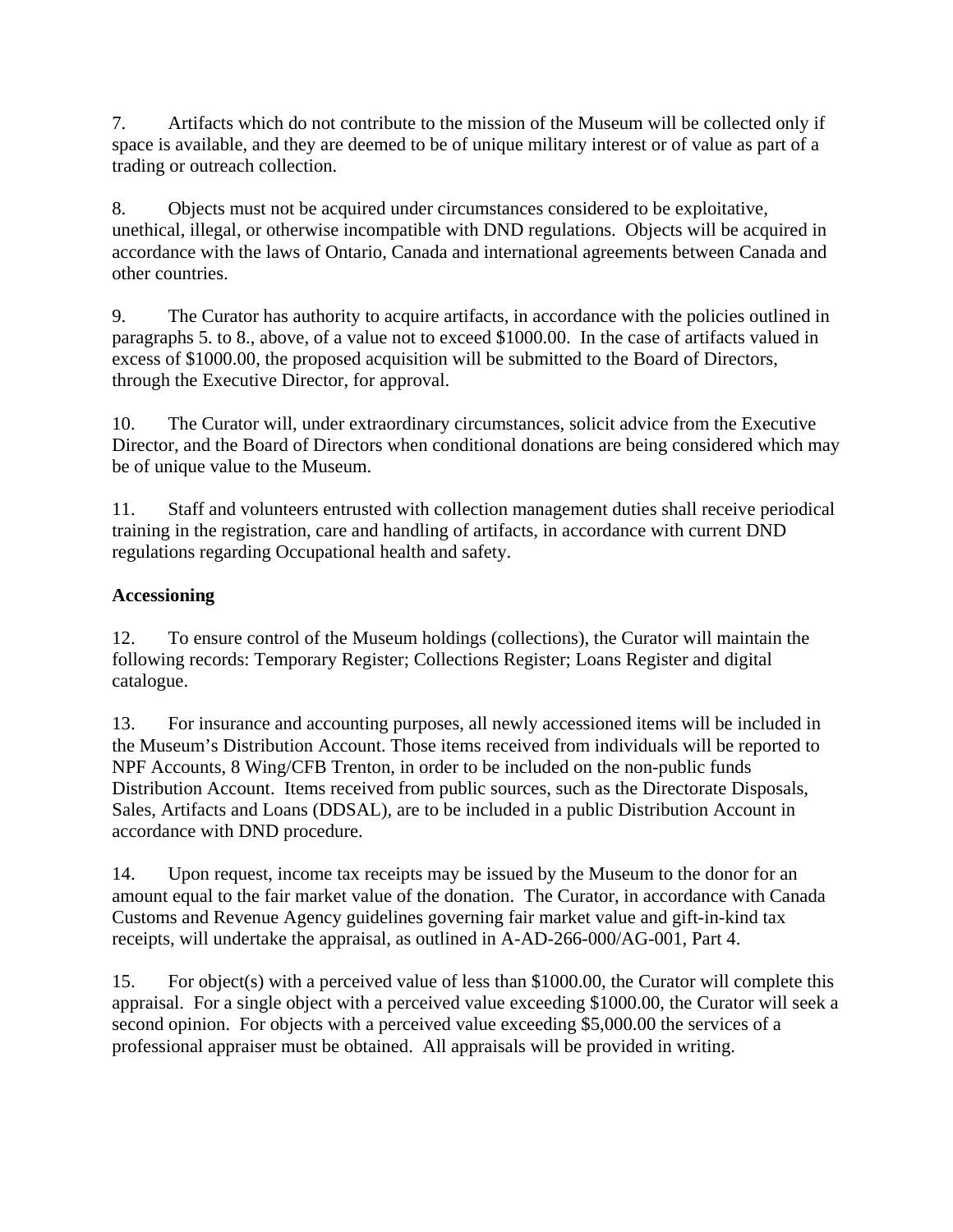7. Artifacts which do not contribute to the mission of the Museum will be collected only if space is available, and they are deemed to be of unique military interest or of value as part of a trading or outreach collection.

8. Objects must not be acquired under circumstances considered to be exploitative, unethical, illegal, or otherwise incompatible with DND regulations. Objects will be acquired in accordance with the laws of Ontario, Canada and international agreements between Canada and other countries.

9. The Curator has authority to acquire artifacts, in accordance with the policies outlined in paragraphs 5. to 8., above, of a value not to exceed $1000.00. In the case of artifacts valued in excess of $1000.00, the proposed acquisition will be submitted to the Board of Directors, through the Executive Director, for approval.

10. The Curator will, under extraordinary circumstances, solicit advice from the Executive Director, and the Board of Directors when conditional donations are being considered which may be of unique value to the Museum.

11. Staff and volunteers entrusted with collection management duties shall receive periodical training in the registration, care and handling of artifacts, in accordance with current DND regulations regarding Occupational health and safety.

**Accessioning**

12. To ensure control of the Museum holdings (collections), the Curator will maintain the following records: Temporary Register; Collections Register; Loans Register and digital catalogue.

13. For insurance and accounting purposes, all newly accessioned items will be included in the Museum's Distribution Account. Those items received from individuals will be reported to NPF Accounts, 8 Wing/CFB Trenton, in order to be included on the non-public funds Distribution Account. Items received from public sources, such as the Directorate Disposals, Sales, Artifacts and Loans (DDSAL), are to be included in a public Distribution Account in accordance with DND procedure.

14. Upon request, income tax receipts may be issued by the Museum to the donor for an amount equal to the fair market value of the donation. The Curator, in accordance with Canada Customs and Revenue Agency guidelines governing fair market value and gift-in-kind tax receipts, will undertake the appraisal, as outlined in A-AD-266-000/AG-001, Part 4.

15. For object(s) with a perceived value of less than $1000.00, the Curator will complete this appraisal. For a single object with a perceived value exceeding $1000.00, the Curator will seek a second opinion. For objects with a perceived value exceeding $5,000.00 the services of a professional appraiser must be obtained. All appraisals will be provided in writing.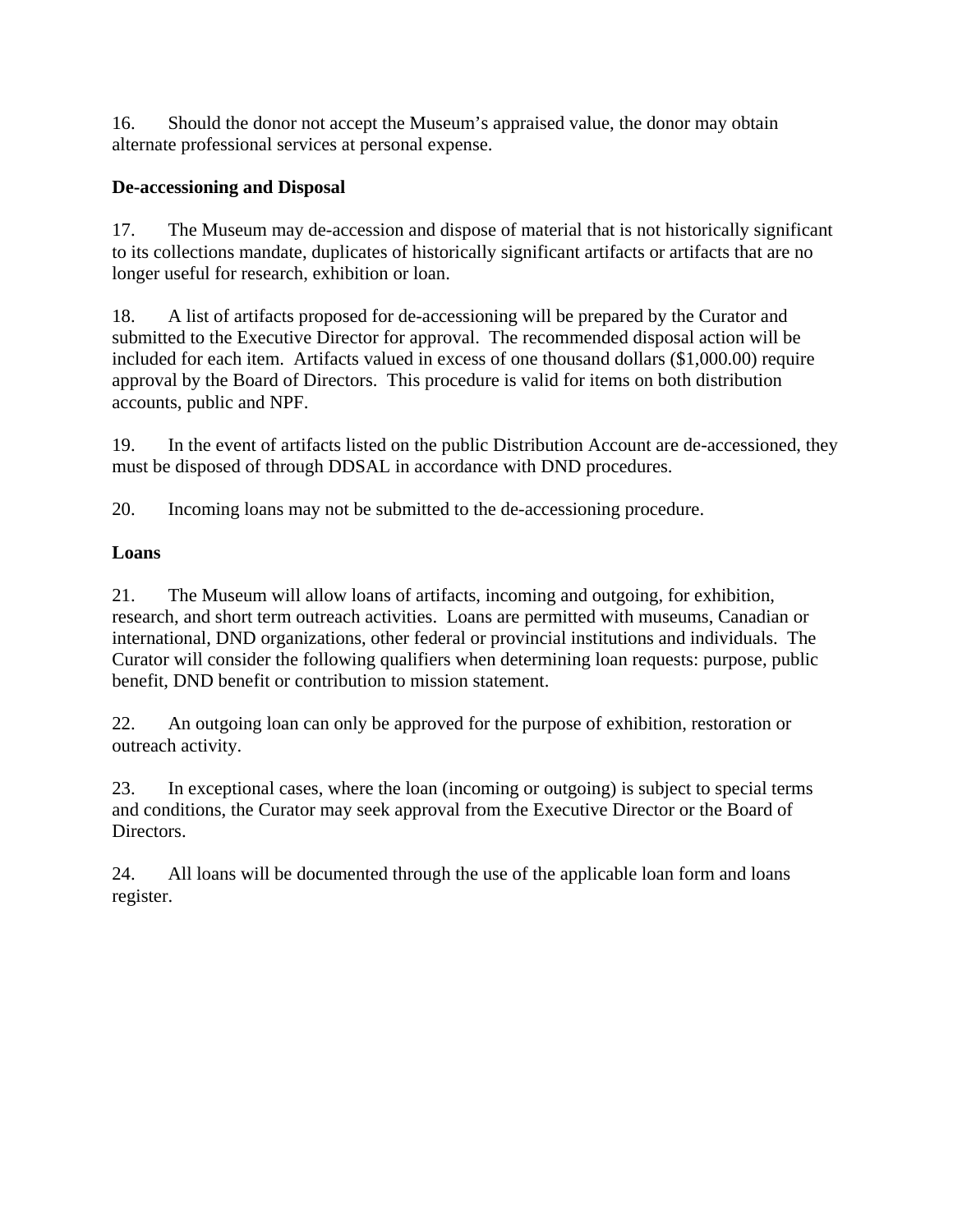16. Should the donor not accept the Museum's appraised value, the donor may obtain alternate professional services at personal expense.

**De-accessioning and Disposal**

17. The Museum may de-accession and dispose of material that is not historically significant to its collections mandate, duplicates of historically significant artifacts or artifacts that are no longer useful for research, exhibition or loan.

18. A list of artifacts proposed for de-accessioning will be prepared by the Curator and submitted to the Executive Director for approval. The recommended disposal action will be included for each item. Artifacts valued in excess of one thousand dollars ($1,000.00) require approval by the Board of Directors. This procedure is valid for items on both distribution accounts, public and NPF.

19. In the event of artifacts listed on the public Distribution Account are de-accessioned, they must be disposed of through DDSAL in accordance with DND procedures.

20. Incoming loans may not be submitted to the de-accessioning procedure.

**Loans**

21. The Museum will allow loans of artifacts, incoming and outgoing, for exhibition, research, and short term outreach activities. Loans are permitted with museums, Canadian or international, DND organizations, other federal or provincial institutions and individuals. The Curator will consider the following qualifiers when determining loan requests: purpose, public benefit, DND benefit or contribution to mission statement.

22. An outgoing loan can only be approved for the purpose of exhibition, restoration or outreach activity.

23. In exceptional cases, where the loan (incoming or outgoing) is subject to special terms and conditions, the Curator may seek approval from the Executive Director or the Board of Directors.

24. All loans will be documented through the use of the applicable loan form and loans register.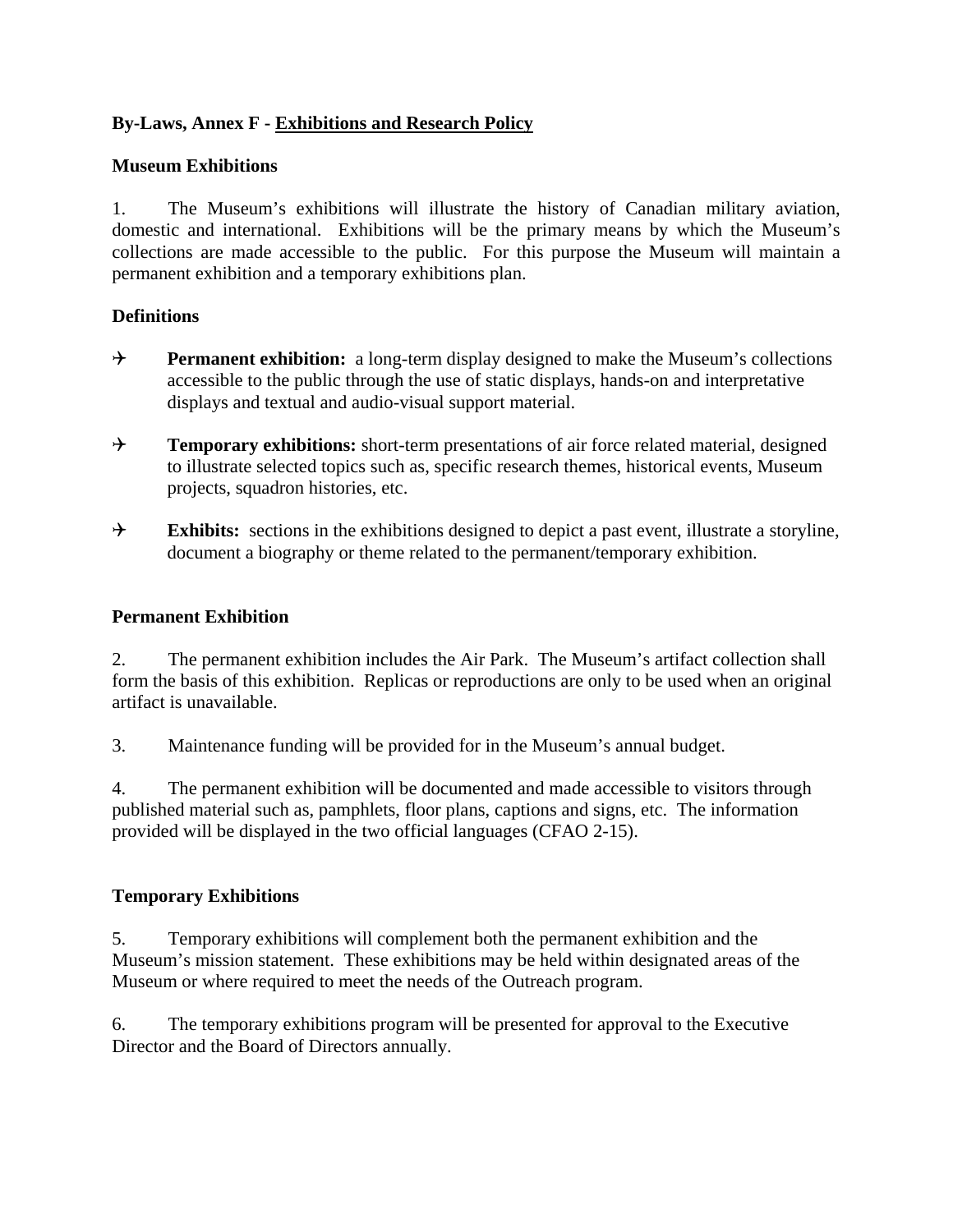**By-Laws, Annex F - Exhibitions and Research Policy**

**Museum Exhibitions**

1. The Museum's exhibitions will illustrate the history of Canadian military aviation, domestic and international. Exhibitions will be the primary means by which the Museum's collections are made accessible to the public. For this purpose the Museum will maintain a permanent exhibition and a temporary exhibitions plan.

**Definitions**

- **Permanent exhibition:** a long-term display designed to make the Museum's collections accessible to the public through the use of static displays, hands-on and interpretative displays and textual and audio-visual support material.

- **Temporary exhibitions:** short-term presentations of air force related material, designed to illustrate selected topics such as, specific research themes, historical events, Museum projects, squadron histories, etc.

- **Exhibits:** sections in the exhibitions designed to depict a past event, illustrate a storyline, document a biography or theme related to the permanent/temporary exhibition.

**Permanent Exhibition**

2. The permanent exhibition includes the Air Park. The Museum's artifact collection shall form the basis of this exhibition. Replicas or reproductions are only to be used when an original artifact is unavailable.

3. Maintenance funding will be provided for in the Museum's annual budget.

4. The permanent exhibition will be documented and made accessible to visitors through published material such as, pamphlets, floor plans, captions and signs, etc. The information provided will be displayed in the two official languages (CFAO 2-15).

**Temporary Exhibitions**

5. Temporary exhibitions will complement both the permanent exhibition and the Museum's mission statement. These exhibitions may be held within designated areas of the Museum or where required to meet the needs of the Outreach program.

6. The temporary exhibitions program will be presented for approval to the Executive Director and the Board of Directors annually.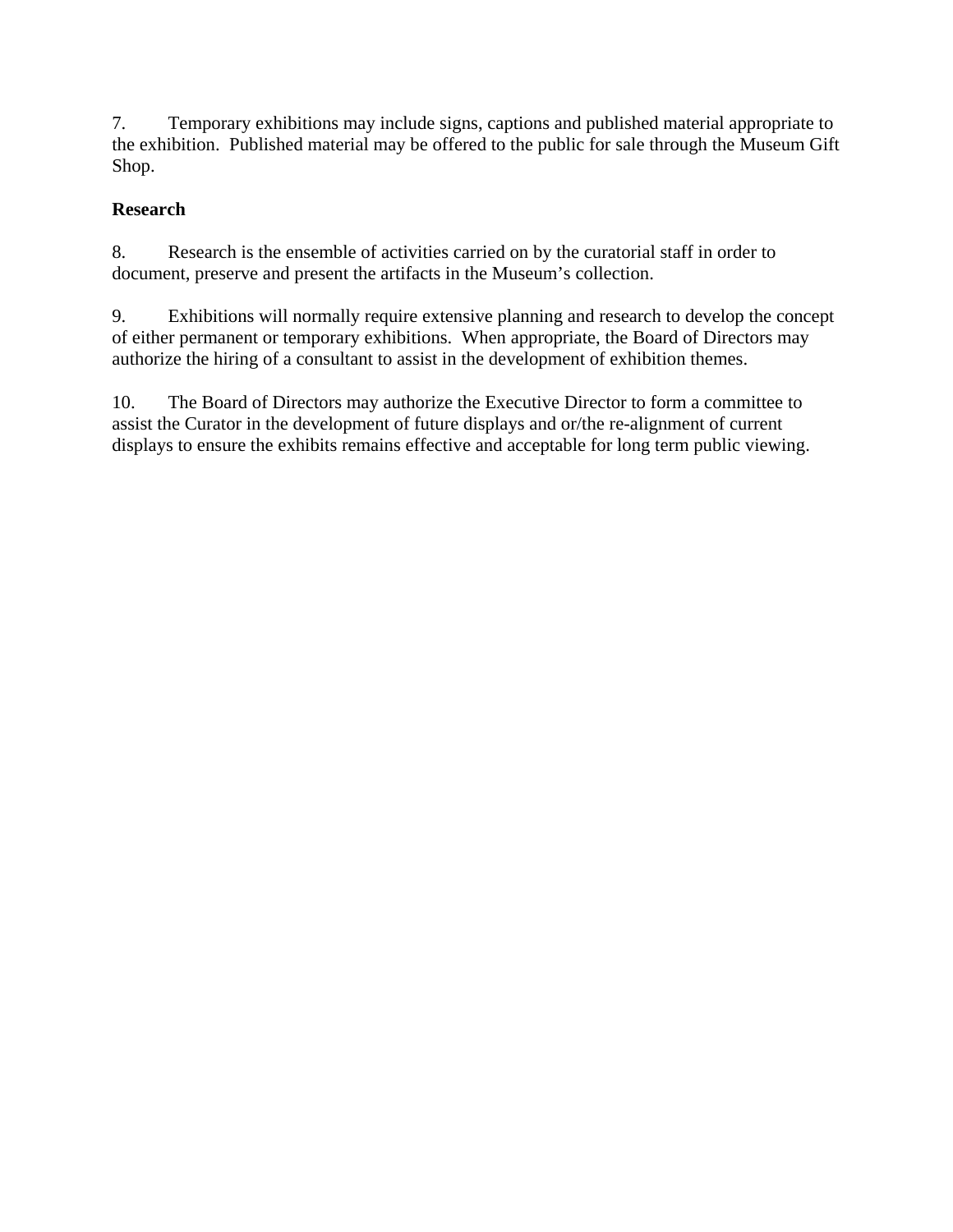7. Temporary exhibitions may include signs, captions and published material appropriate to the exhibition. Published material may be offered to the public for sale through the Museum Gift Shop.

**Research**

8. Research is the ensemble of activities carried on by the curatorial staff in order to document, preserve and present the artifacts in the Museum's collection.

9. Exhibitions will normally require extensive planning and research to develop the concept of either permanent or temporary exhibitions. When appropriate, the Board of Directors may authorize the hiring of a consultant to assist in the development of exhibition themes.

10. The Board of Directors may authorize the Executive Director to form a committee to assist the Curator in the development of future displays and or/the re-alignment of current displays to ensure the exhibits remains effective and acceptable for long term public viewing.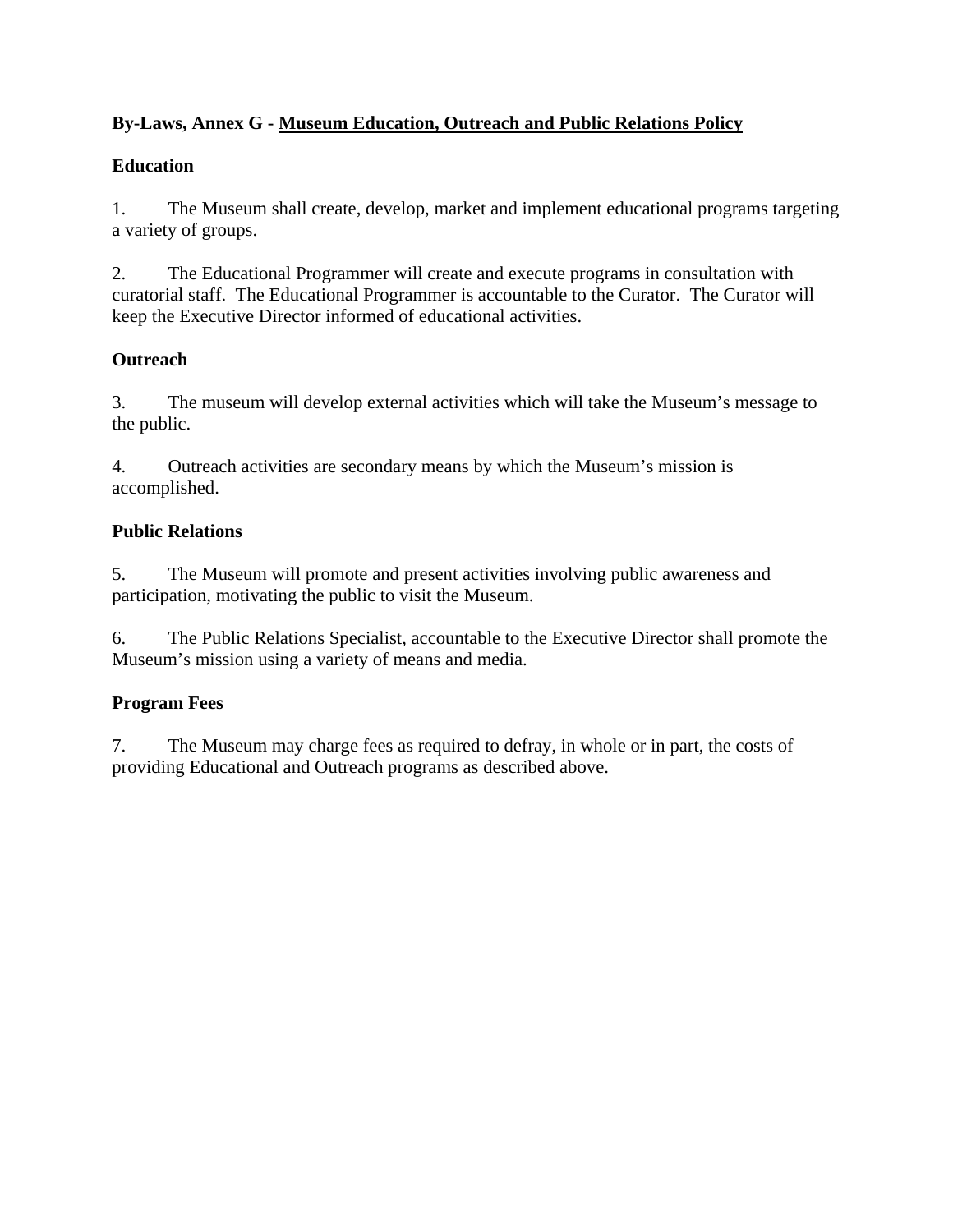**By-Laws, Annex G - Museum Education, Outreach and Public Relations Policy**

**Education**

1. The Museum shall create, develop, market and implement educational programs targeting a variety of groups.

2. The Educational Programmer will create and execute programs in consultation with curatorial staff. The Educational Programmer is accountable to the Curator. The Curator will keep the Executive Director informed of educational activities.

**Outreach**

3. The museum will develop external activities which will take the Museum's message to the public.

4. Outreach activities are secondary means by which the Museum's mission is accomplished.

**Public Relations**

5. The Museum will promote and present activities involving public awareness and participation, motivating the public to visit the Museum.

6. The Public Relations Specialist, accountable to the Executive Director shall promote the Museum's mission using a variety of means and media.

**Program Fees**

7. The Museum may charge fees as required to defray, in whole or in part, the costs of providing Educational and Outreach programs as described above.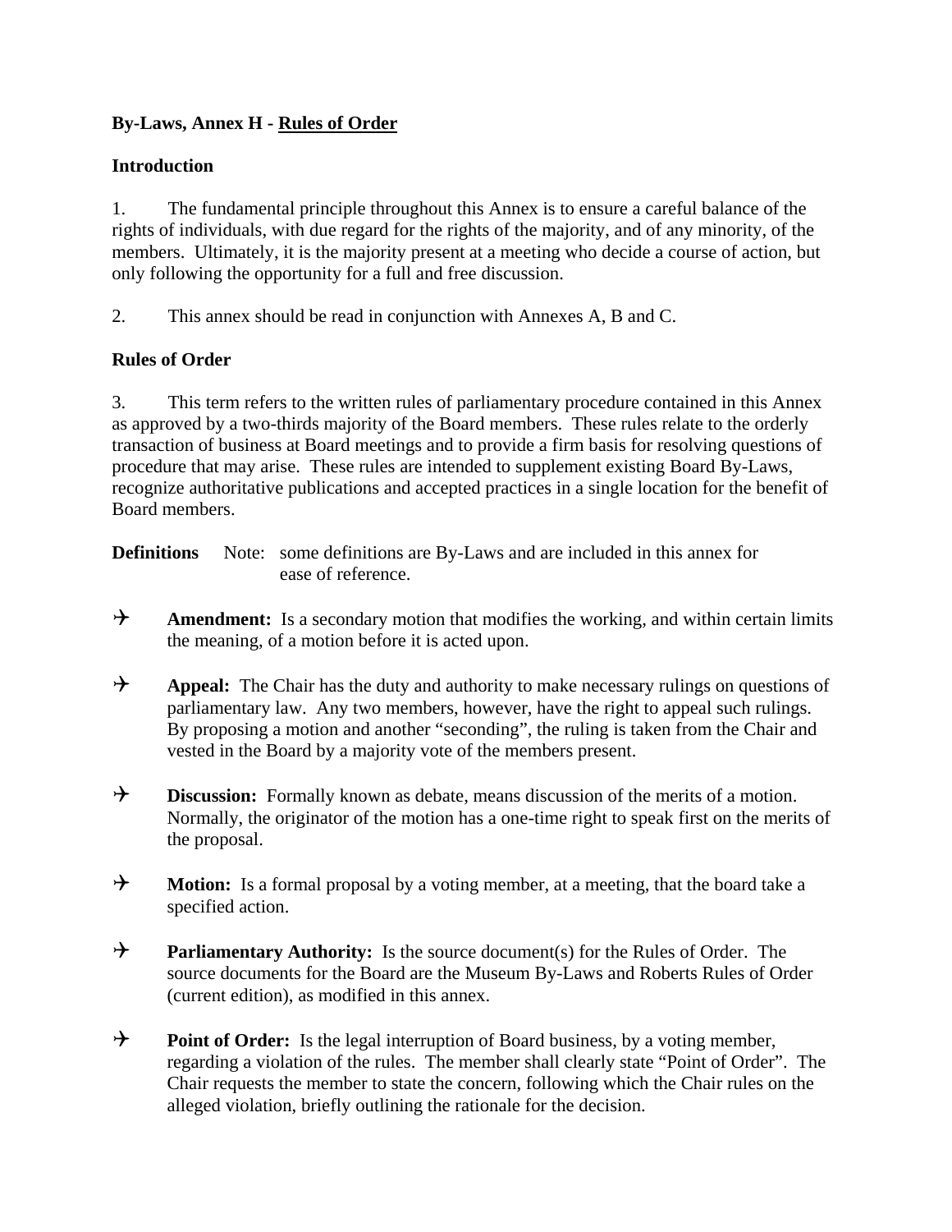**By-Laws, Annex H - Rules of Order**

**Introduction**

1. The fundamental principle throughout this Annex is to ensure a careful balance of the rights of individuals, with due regard for the rights of the majority, and of any minority, of the members. Ultimately, it is the majority present at a meeting who decide a course of action, but only following the opportunity for a full and free discussion.

2. This annex should be read in conjunction with Annexes A, B and C.

**Rules of Order**

3. This term refers to the written rules of parliamentary procedure contained in this Annex as approved by a two-thirds majority of the Board members. These rules relate to the orderly transaction of business at Board meetings and to provide a firm basis for resolving questions of procedure that may arise. These rules are intended to supplement existing Board By-Laws, recognize authoritative publications and accepted practices in a single location for the benefit of Board members.

**Definitions** Note: some definitions are By-Laws and are included in this annex for ease of reference.

- **Amendment:** Is a secondary motion that modifies the working, and within certain limits the meaning, of a motion before it is acted upon.

- **Appeal:** The Chair has the duty and authority to make necessary rulings on questions of parliamentary law. Any two members, however, have the right to appeal such rulings. By proposing a motion and another "seconding", the ruling is taken from the Chair and vested in the Board by a majority vote of the members present.

- **Discussion:** Formally known as debate, means discussion of the merits of a motion. Normally, the originator of the motion has a one-time right to speak first on the merits of the proposal.

- **Motion:** Is a formal proposal by a voting member, at a meeting, that the board take a specified action.

- **Parliamentary Authority:** Is the source document(s) for the Rules of Order. The source documents for the Board are the Museum By-Laws and Roberts Rules of Order (current edition), as modified in this annex.

- **Point of Order:** Is the legal interruption of Board business, by a voting member, regarding a violation of the rules. The member shall clearly state "Point of Order". The Chair requests the member to state the concern, following which the Chair rules on the alleged violation, briefly outlining the rationale for the decision.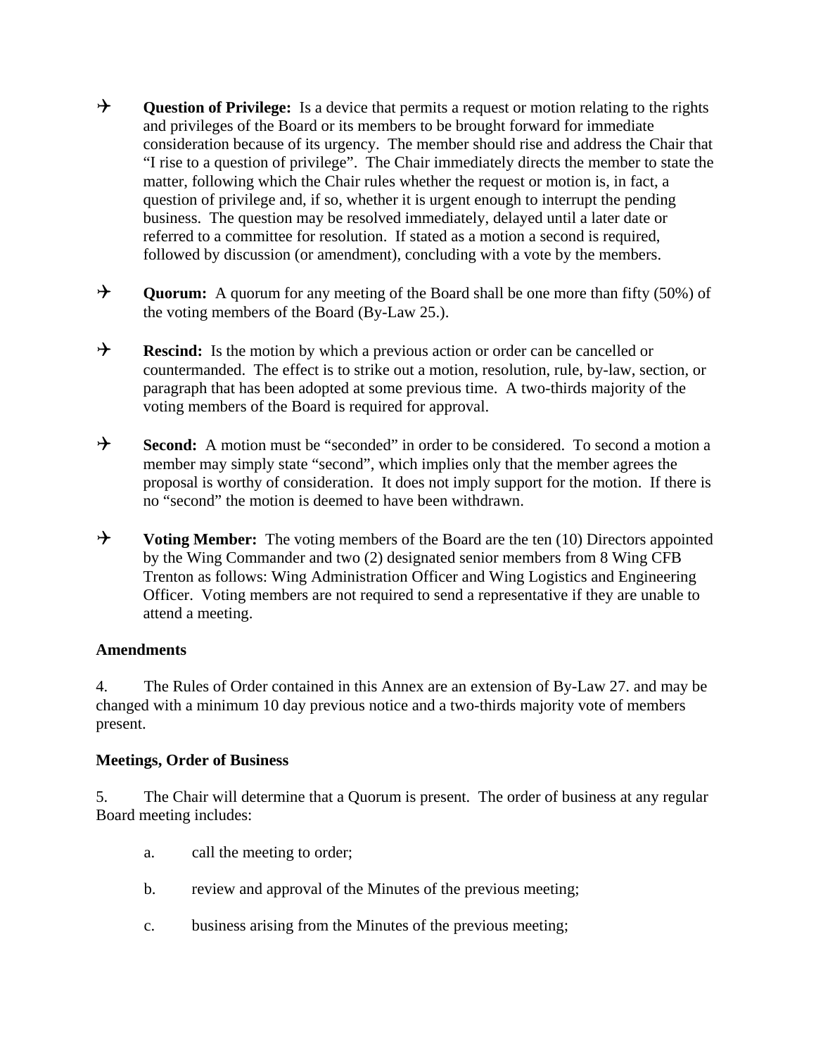- ✈ **Question of Privilege:** Is a device that permits a request or motion relating to the rights and privileges of the Board or its members to be brought forward for immediate consideration because of its urgency. The member should rise and address the Chair that "I rise to a question of privilege". The Chair immediately directs the member to state the matter, following which the Chair rules whether the request or motion is, in fact, a question of privilege and, if so, whether it is urgent enough to interrupt the pending business. The question may be resolved immediately, delayed until a later date or referred to a committee for resolution. If stated as a motion a second is required, followed by discussion (or amendment), concluding with a vote by the members.

- ✈ **Quorum:** A quorum for any meeting of the Board shall be one more than fifty (50%) of the voting members of the Board (By-Law 25.).

- ✈ **Rescind:** Is the motion by which a previous action or order can be cancelled or countermanded. The effect is to strike out a motion, resolution, rule, by-law, section, or paragraph that has been adopted at some previous time. A two-thirds majority of the voting members of the Board is required for approval.

- ✈ **Second:** A motion must be "seconded" in order to be considered. To second a motion a member may simply state "second", which implies only that the member agrees the proposal is worthy of consideration. It does not imply support for the motion. If there is no "second" the motion is deemed to have been withdrawn.

- ✈ **Voting Member:** The voting members of the Board are the ten (10) Directors appointed by the Wing Commander and two (2) designated senior members from 8 Wing CFB Trenton as follows: Wing Administration Officer and Wing Logistics and Engineering Officer. Voting members are not required to send a representative if they are unable to attend a meeting.

**Amendments**

4. The Rules of Order contained in this Annex are an extension of By-Law 27. and may be changed with a minimum 10 day previous notice and a two-thirds majority vote of members present.

**Meetings, Order of Business**

5. The Chair will determine that a Quorum is present. The order of business at any regular Board meeting includes:

a. call the meeting to order;

b. review and approval of the Minutes of the previous meeting;

c. business arising from the Minutes of the previous meeting;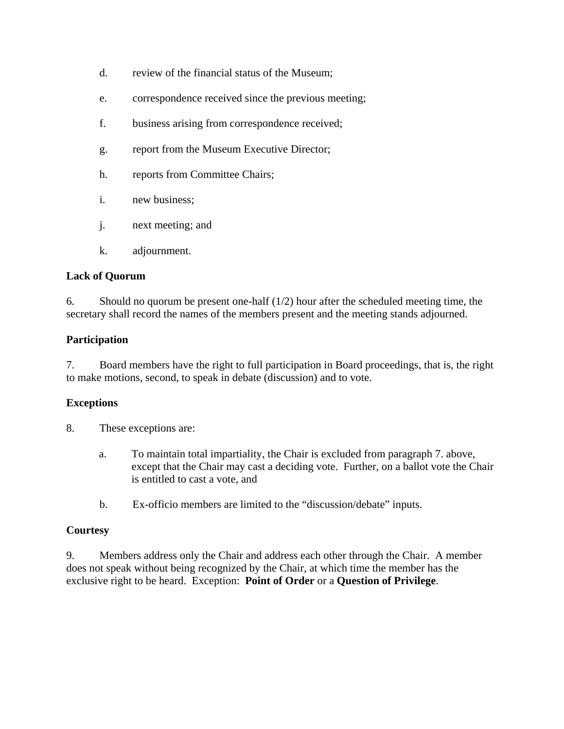d. review of the financial status of the Museum;

e. correspondence received since the previous meeting;

f. business arising from correspondence received;

g. report from the Museum Executive Director;

h. reports from Committee Chairs;

i. new business;

j. next meeting; and

k. adjournment.

**Lack of Quorum**

6. Should no quorum be present one-half (1/2) hour after the scheduled meeting time, the secretary shall record the names of the members present and the meeting stands adjourned.

**Participation**

7. Board members have the right to full participation in Board proceedings, that is, the right to make motions, second, to speak in debate (discussion) and to vote.

**Exceptions**

8. These exceptions are:

a. To maintain total impartiality, the Chair is excluded from paragraph 7. above, except that the Chair may cast a deciding vote. Further, on a ballot vote the Chair is entitled to cast a vote, and

b. Ex-officio members are limited to the "discussion/debate" inputs.

**Courtesy**

9. Members address only the Chair and address each other through the Chair. A member does not speak without being recognized by the Chair, at which time the member has the exclusive right to be heard. Exception: **Point of Order** or a **Question of Privilege**.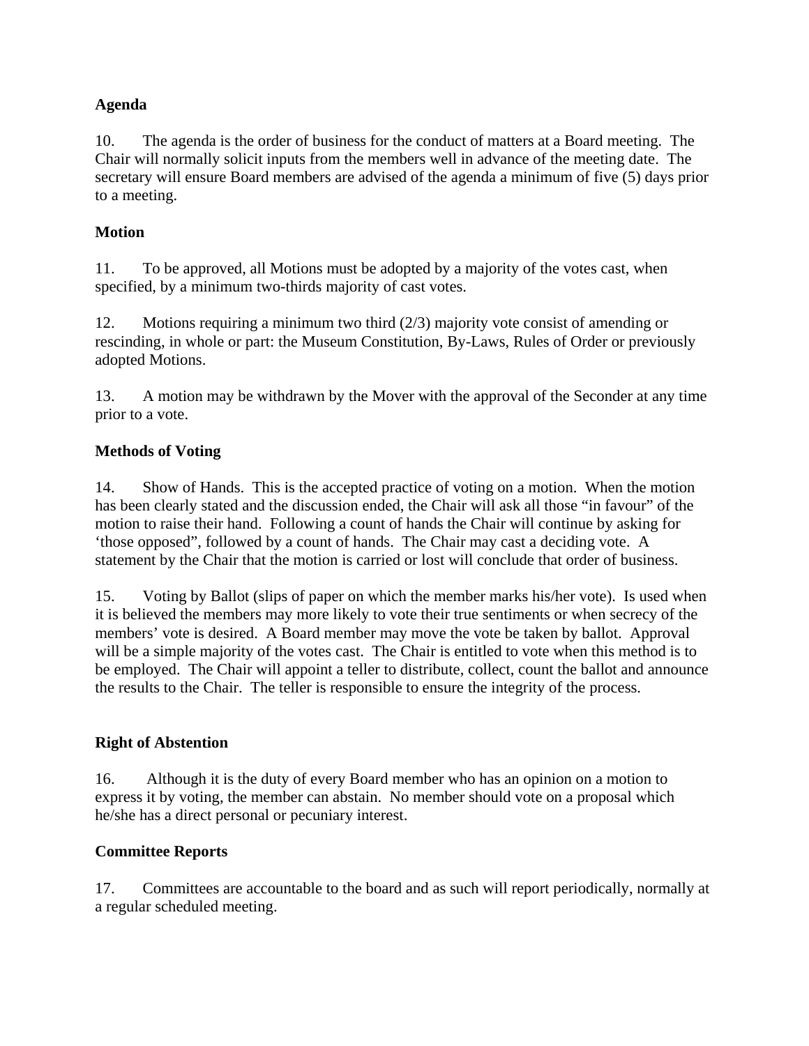**Agenda**

10. The agenda is the order of business for the conduct of matters at a Board meeting. The Chair will normally solicit inputs from the members well in advance of the meeting date. The secretary will ensure Board members are advised of the agenda a minimum of five (5) days prior to a meeting.

**Motion**

11. To be approved, all Motions must be adopted by a majority of the votes cast, when specified, by a minimum two-thirds majority of cast votes.

12. Motions requiring a minimum two third (2/3) majority vote consist of amending or rescinding, in whole or part: the Museum Constitution, By-Laws, Rules of Order or previously adopted Motions.

13. A motion may be withdrawn by the Mover with the approval of the Seconder at any time prior to a vote.

**Methods of Voting**

14. Show of Hands. This is the accepted practice of voting on a motion. When the motion has been clearly stated and the discussion ended, the Chair will ask all those "in favour" of the motion to raise their hand. Following a count of hands the Chair will continue by asking for 'those opposed", followed by a count of hands. The Chair may cast a deciding vote. A statement by the Chair that the motion is carried or lost will conclude that order of business.

15. Voting by Ballot (slips of paper on which the member marks his/her vote). Is used when it is believed the members may more likely to vote their true sentiments or when secrecy of the members' vote is desired. A Board member may move the vote be taken by ballot. Approval will be a simple majority of the votes cast. The Chair is entitled to vote when this method is to be employed. The Chair will appoint a teller to distribute, collect, count the ballot and announce the results to the Chair. The teller is responsible to ensure the integrity of the process.

**Right of Abstention**

16. Although it is the duty of every Board member who has an opinion on a motion to express it by voting, the member can abstain. No member should vote on a proposal which he/she has a direct personal or pecuniary interest.

**Committee Reports**

17. Committees are accountable to the board and as such will report periodically, normally at a regular scheduled meeting.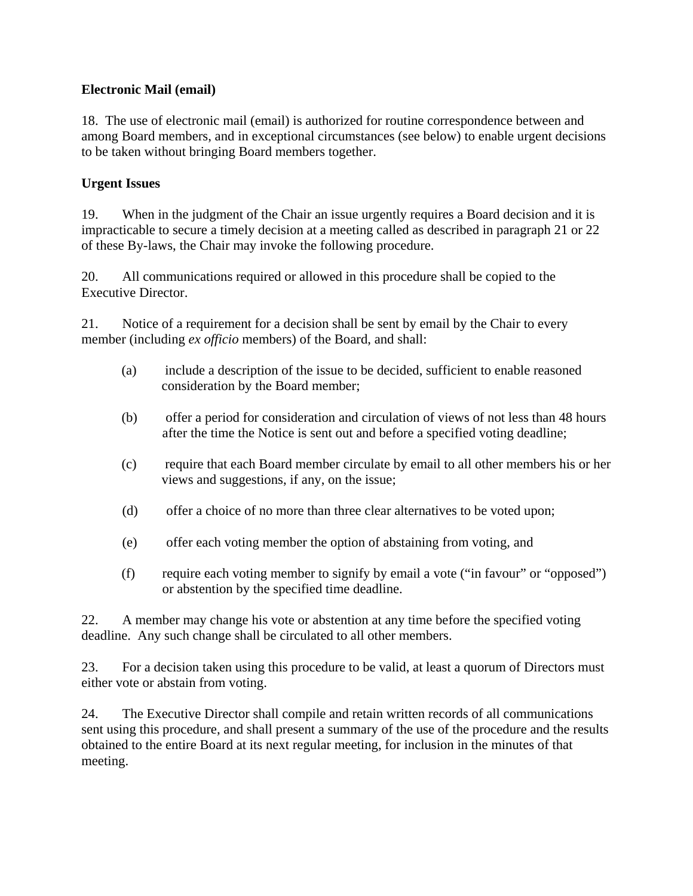**Electronic Mail (email)**

18. The use of electronic mail (email) is authorized for routine correspondence between and among Board members, and in exceptional circumstances (see below) to enable urgent decisions to be taken without bringing Board members together.

**Urgent Issues**

19. When in the judgment of the Chair an issue urgently requires a Board decision and it is impracticable to secure a timely decision at a meeting called as described in paragraph 21 or 22 of these By-laws, the Chair may invoke the following procedure.

20. All communications required or allowed in this procedure shall be copied to the Executive Director.

21. Notice of a requirement for a decision shall be sent by email by the Chair to every member (including *ex officio* members) of the Board, and shall:

- (a) include a description of the issue to be decided, sufficient to enable reasoned consideration by the Board member;
- (b) offer a period for consideration and circulation of views of not less than 48 hours after the time the Notice is sent out and before a specified voting deadline;
- (c) require that each Board member circulate by email to all other members his or her views and suggestions, if any, on the issue;
- (d) offer a choice of no more than three clear alternatives to be voted upon;
- (e) offer each voting member the option of abstaining from voting, and
- (f) require each voting member to signify by email a vote ("in favour" or "opposed") or abstention by the specified time deadline.

22. A member may change his vote or abstention at any time before the specified voting deadline. Any such change shall be circulated to all other members.

23. For a decision taken using this procedure to be valid, at least a quorum of Directors must either vote or abstain from voting.

24. The Executive Director shall compile and retain written records of all communications sent using this procedure, and shall present a summary of the use of the procedure and the results obtained to the entire Board at its next regular meeting, for inclusion in the minutes of that meeting.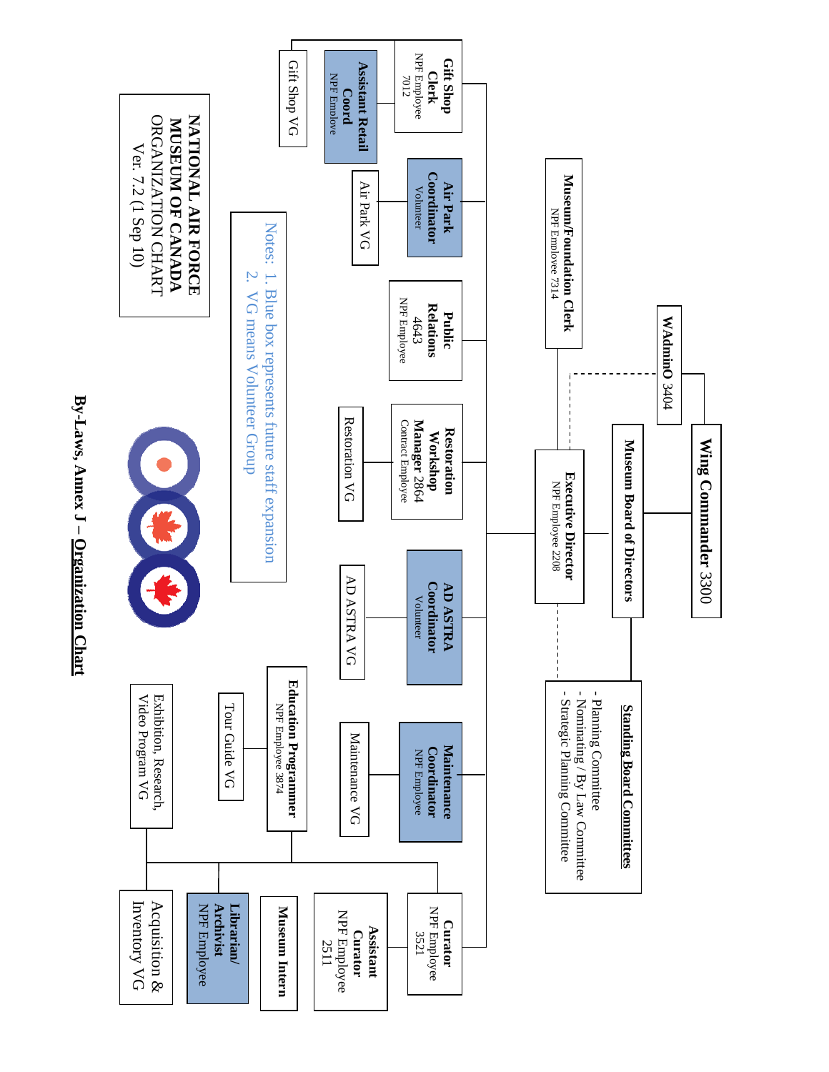# By-Laws, Annex J – Organization Chart

**NATIONAL AIR FORCE MUSEUM OF CANADA**
ORGANIZATION CHART
Ver. 7.2 (1 Sep 10)

**Wing Commander** 3300

**WAdminO** 3404

**Museum Board of Directors**

**Standing Board Committees**
- Planning Committee
- Nominating / By Law Committee
- Strategic Planning Committee

**Executive Director**
NPF Employee 2208

**Museum/Foundation Clerk**
NPF Employee 7314

**Gift Shop Clerk**
NPF Employee 7012

**Assistant Retail Coord**
NPF Employee

Gift Shop VG

**Air Park Coordinator**
Volunteer

Air Park VG

**Public Relations** 4643
NPF Employee

**Restoration Workshop Manager** 2864
Contract Employee

Restoration VG

**AD ASTRA Coordinator**
Volunteer

AD ASTRA VG

**Maintenance Coordinator**
NPF Employee

Maintenance VG

**Education Programmer**
NPF Employee 3874

Tour Guide VG

Exhibition, Research, Video Program VG

**Curator**
NPF Employee 3521

**Assistant Curator**
NPF Employee 2511

**Museum Intern**

**Librarian/ Archivist**
NPF Employee

Acquisition & Inventory VG

Notes: 1. Blue box represents future staff expansion
2. VG means Volunteer Group